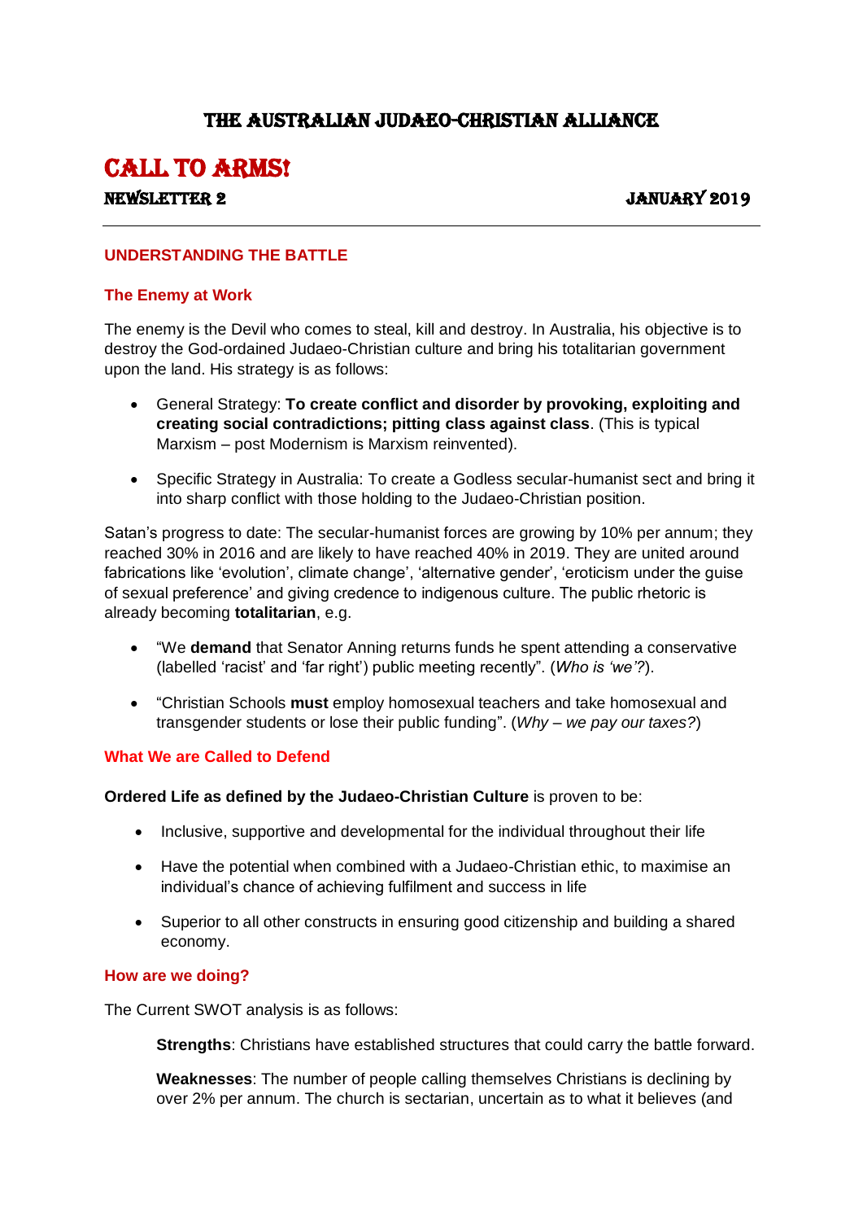# THE AUSTRALIAN JUDAEO-CHRISTIAN ALLIANCE

# CALL TO ARMS!

**NEWSLETTER 2** **JANUARY 2019**

---

## UNDERSTANDING THE BATTLE

### The Enemy at Work

The enemy is the Devil who comes to steal, kill and destroy. In Australia, his objective is to destroy the God-ordained Judaeo-Christian culture and bring his totalitarian government upon the land. His strategy is as follows:

- General Strategy: **To create conflict and disorder by provoking, exploiting and creating social contradictions; pitting class against class**. (This is typical Marxism – post Modernism is Marxism reinvented).
- Specific Strategy in Australia: To create a Godless secular-humanist sect and bring it into sharp conflict with those holding to the Judaeo-Christian position.

Satan's progress to date: The secular-humanist forces are growing by 10% per annum; they reached 30% in 2016 and are likely to have reached 40% in 2019. They are united around fabrications like 'evolution', climate change', 'alternative gender', 'eroticism under the guise of sexual preference' and giving credence to indigenous culture. The public rhetoric is already becoming **totalitarian**, e.g.

- "We **demand** that Senator Anning returns funds he spent attending a conservative (labelled 'racist' and 'far right') public meeting recently". (*Who is 'we'?*).
- "Christian Schools **must** employ homosexual teachers and take homosexual and transgender students or lose their public funding". (*Why – we pay our taxes?*)

### What We are Called to Defend

**Ordered Life as defined by the Judaeo-Christian Culture** is proven to be:

- Inclusive, supportive and developmental for the individual throughout their life
- Have the potential when combined with a Judaeo-Christian ethic, to maximise an individual's chance of achieving fulfilment and success in life
- Superior to all other constructs in ensuring good citizenship and building a shared economy.

### How are we doing?

The Current SWOT analysis is as follows:

**Strengths**: Christians have established structures that could carry the battle forward.

**Weaknesses**: The number of people calling themselves Christians is declining by over 2% per annum. The church is sectarian, uncertain as to what it believes (and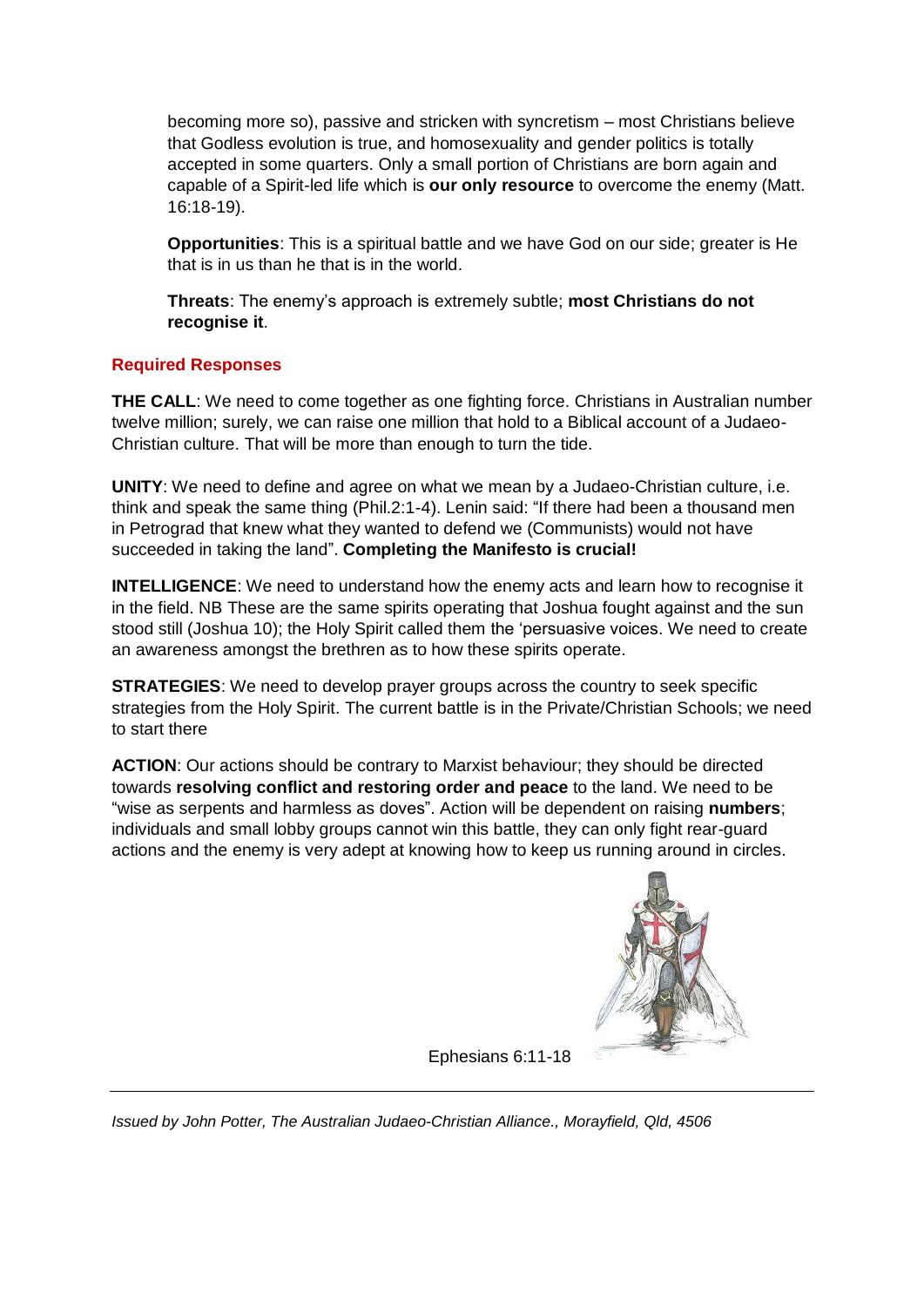becoming more so), passive and stricken with syncretism – most Christians believe that Godless evolution is true, and homosexuality and gender politics is totally accepted in some quarters. Only a small portion of Christians are born again and capable of a Spirit-led life which is **our only resource** to overcome the enemy (Matt. 16:18-19).

**Opportunities**: This is a spiritual battle and we have God on our side; greater is He that is in us than he that is in the world.

**Threats**: The enemy's approach is extremely subtle; **most Christians do not recognise it**.

## Required Responses

**THE CALL**: We need to come together as one fighting force. Christians in Australian number twelve million; surely, we can raise one million that hold to a Biblical account of a Judaeo-Christian culture. That will be more than enough to turn the tide.

**UNITY**: We need to define and agree on what we mean by a Judaeo-Christian culture, i.e. think and speak the same thing (Phil.2:1-4). Lenin said: "If there had been a thousand men in Petrograd that knew what they wanted to defend we (Communists) would not have succeeded in taking the land". **Completing the Manifesto is crucial!**

**INTELLIGENCE**: We need to understand how the enemy acts and learn how to recognise it in the field. NB These are the same spirits operating that Joshua fought against and the sun stood still (Joshua 10); the Holy Spirit called them the 'persuasive voices. We need to create an awareness amongst the brethren as to how these spirits operate.

**STRATEGIES**: We need to develop prayer groups across the country to seek specific strategies from the Holy Spirit. The current battle is in the Private/Christian Schools; we need to start there

**ACTION**: Our actions should be contrary to Marxist behaviour; they should be directed towards **resolving conflict and restoring order and peace** to the land. We need to be "wise as serpents and harmless as doves". Action will be dependent on raising **numbers**; individuals and small lobby groups cannot win this battle, they can only fight rear-guard actions and the enemy is very adept at knowing how to keep us running around in circles.

Ephesians 6:11-18

---

*Issued by John Potter, The Australian Judaeo-Christian Alliance., Morayfield, Qld, 4506*